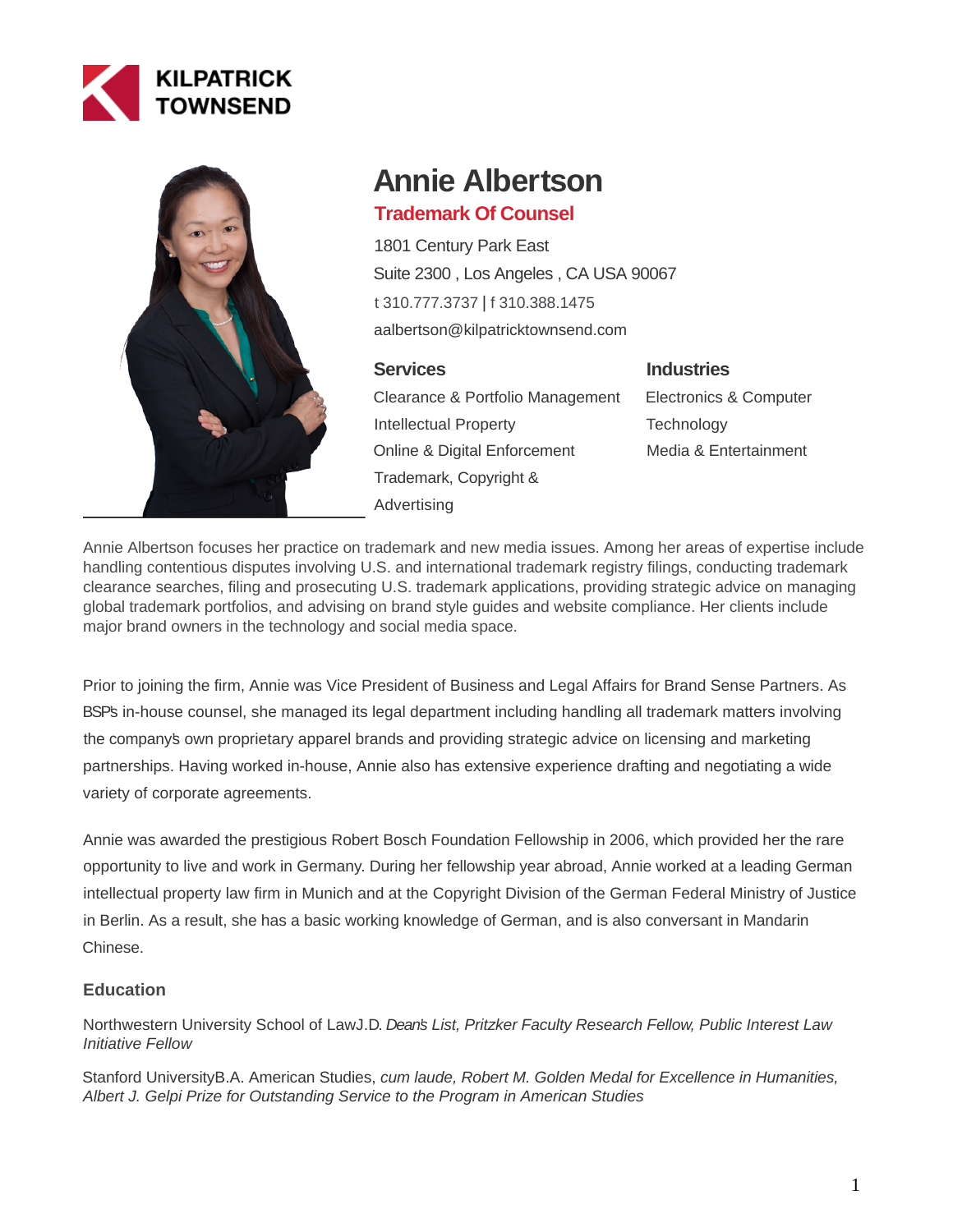KILPATRICK TOWNSEND

# Annie Albertson

**Trademark Of Counsel**

1801 Century Park East
Suite 2300 , Los Angeles , CA USA 90067
t 310.777.3737 | f 310.388.1475
aalbertson@kilpatricktownsend.com

### Services

- Clearance & Portfolio Management
- Intellectual Property
- Online & Digital Enforcement
- Trademark, Copyright & Advertising

### Industries

- Electronics & Computer Technology
- Media & Entertainment

Annie Albertson focuses her practice on trademark and new media issues. Among her areas of expertise include handling contentious disputes involving U.S. and international trademark registry filings, conducting trademark clearance searches, filing and prosecuting U.S. trademark applications, providing strategic advice on managing global trademark portfolios, and advising on brand style guides and website compliance. Her clients include major brand owners in the technology and social media space.

Prior to joining the firm, Annie was Vice President of Business and Legal Affairs for Brand Sense Partners. As BSP's in-house counsel, she managed its legal department including handling all trademark matters involving the company's own proprietary apparel brands and providing strategic advice on licensing and marketing partnerships. Having worked in-house, Annie also has extensive experience drafting and negotiating a wide variety of corporate agreements.

Annie was awarded the prestigious Robert Bosch Foundation Fellowship in 2006, which provided her the rare opportunity to live and work in Germany. During her fellowship year abroad, Annie worked at a leading German intellectual property law firm in Munich and at the Copyright Division of the German Federal Ministry of Justice in Berlin. As a result, she has a basic working knowledge of German, and is also conversant in Mandarin Chinese.

### Education

Northwestern University School of LawJ.D. *Dean's List, Pritzker Faculty Research Fellow, Public Interest Law Initiative Fellow*

Stanford UniversityB.A. American Studies, *cum laude, Robert M. Golden Medal for Excellence in Humanities, Albert J. Gelpi Prize for Outstanding Service to the Program in American Studies*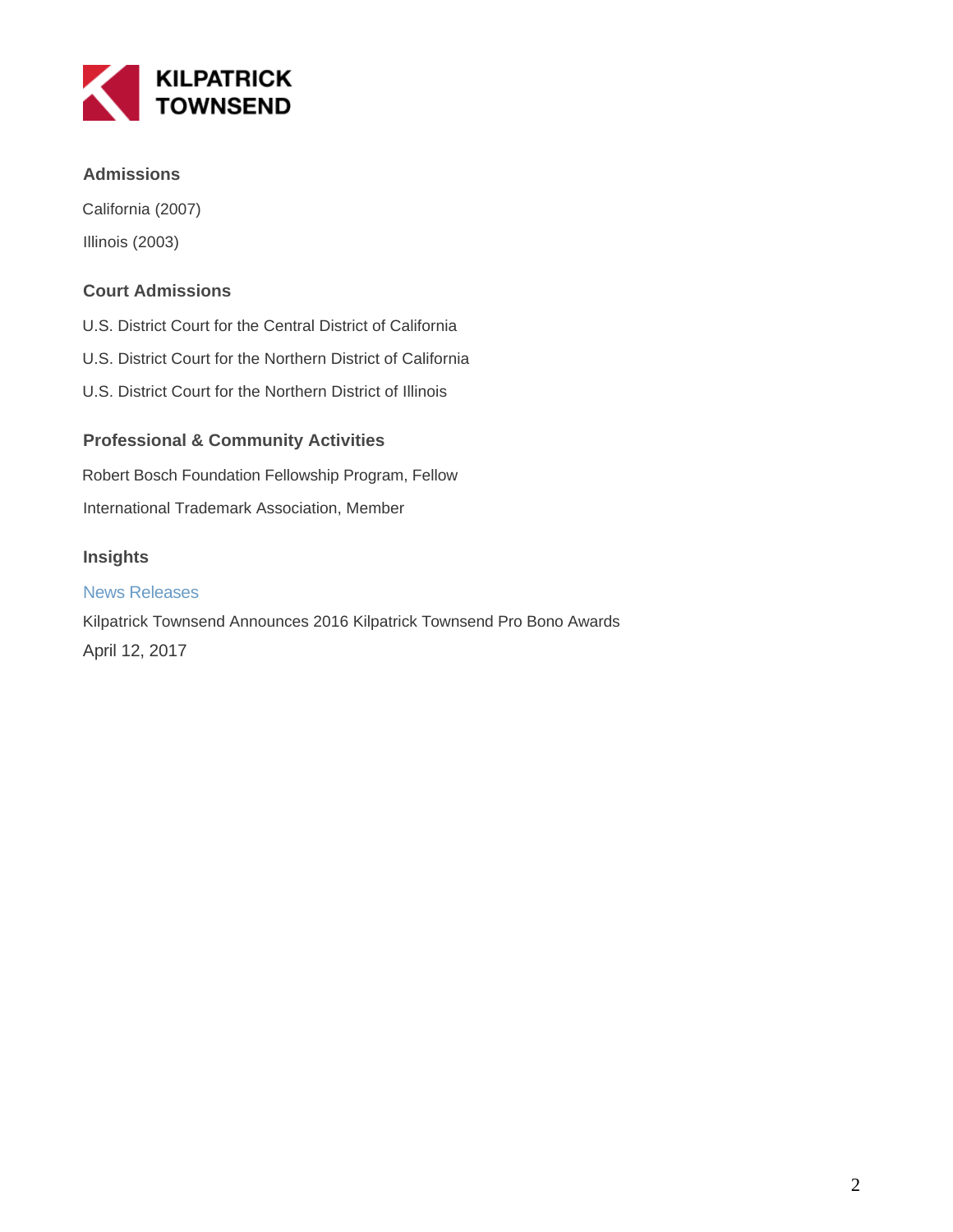## Admissions

California (2007)

Illinois (2003)

## Court Admissions

U.S. District Court for the Central District of California

U.S. District Court for the Northern District of California

U.S. District Court for the Northern District of Illinois

## Professional & Community Activities

Robert Bosch Foundation Fellowship Program, Fellow

International Trademark Association, Member

## Insights

News Releases

Kilpatrick Townsend Announces 2016 Kilpatrick Townsend Pro Bono Awards
April 12, 2017